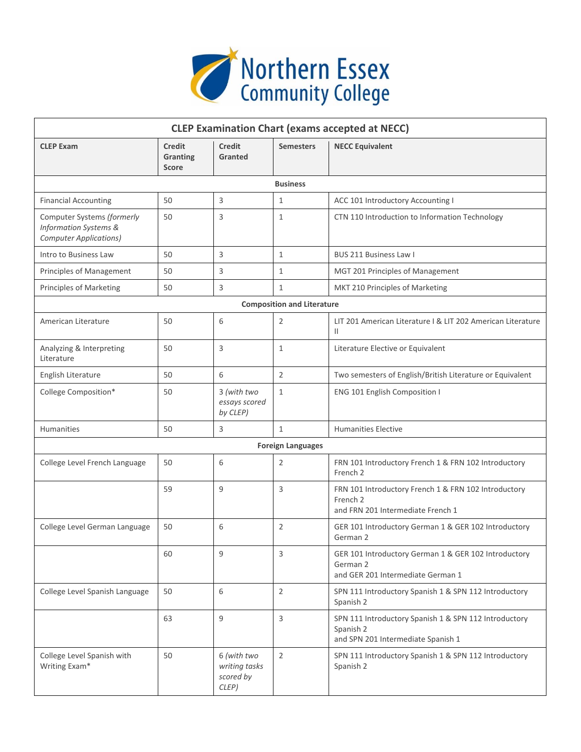# Northern Essex Community College

| CLEP Examination Chart (exams accepted at NECC) | | | | |
|---|---|---|---|---|
| **CLEP Exam** | **Credit Granting Score** | **Credit Granted** | **Semesters** | **NECC Equivalent** |
| **Business** | | | | |
| Financial Accounting | 50 | 3 | 1 | ACC 101 Introductory Accounting I |
| Computer Systems *(formerly Information Systems & Computer Applications)* | 50 | 3 | 1 | CTN 110 Introduction to Information Technology |
| Intro to Business Law | 50 | 3 | 1 | BUS 211 Business Law I |
| Principles of Management | 50 | 3 | 1 | MGT 201 Principles of Management |
| Principles of Marketing | 50 | 3 | 1 | MKT 210 Principles of Marketing |
| **Composition and Literature** | | | | |
| American Literature | 50 | 6 | 2 | LIT 201 American Literature I & LIT 202 American Literature II |
| Analyzing & Interpreting Literature | 50 | 3 | 1 | Literature Elective or Equivalent |
| English Literature | 50 | 6 | 2 | Two semesters of English/British Literature or Equivalent |
| College Composition* | 50 | 3 *(with two essays scored by CLEP)* | 1 | ENG 101 English Composition I |
| Humanities | 50 | 3 | 1 | Humanities Elective |
| **Foreign Languages** | | | | |
| College Level French Language | 50 | 6 | 2 | FRN 101 Introductory French 1 & FRN 102 Introductory French 2 |
| | 59 | 9 | 3 | FRN 101 Introductory French 1 & FRN 102 Introductory French 2 and FRN 201 Intermediate French 1 |
| College Level German Language | 50 | 6 | 2 | GER 101 Introductory German 1 & GER 102 Introductory German 2 |
| | 60 | 9 | 3 | GER 101 Introductory German 1 & GER 102 Introductory German 2 and GER 201 Intermediate German 1 |
| College Level Spanish Language | 50 | 6 | 2 | SPN 111 Introductory Spanish 1 & SPN 112 Introductory Spanish 2 |
| | 63 | 9 | 3 | SPN 111 Introductory Spanish 1 & SPN 112 Introductory Spanish 2 and SPN 201 Intermediate Spanish 1 |
| College Level Spanish with Writing Exam* | 50 | 6 *(with two writing tasks scored by CLEP)* | 2 | SPN 111 Introductory Spanish 1 & SPN 112 Introductory Spanish 2 |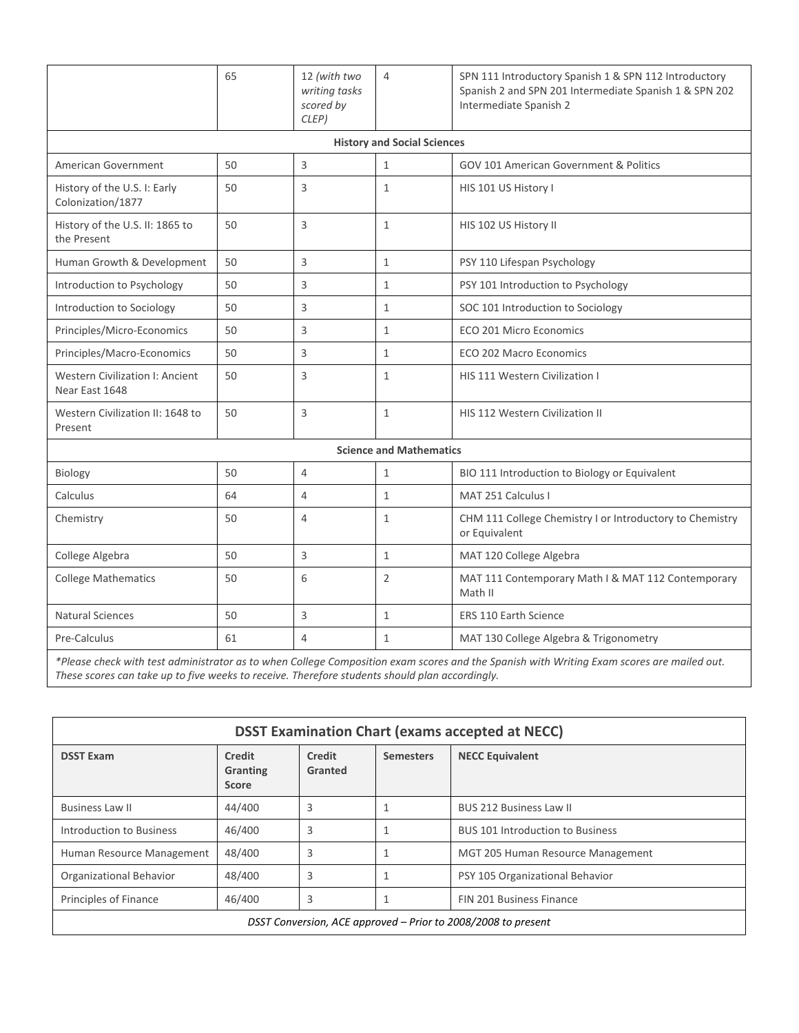| | | | | |
|---|---|---|---|---|
| | 65 | 12 *(with two writing tasks scored by CLEP)* | 4 | SPN 111 Introductory Spanish 1 & SPN 112 Introductory Spanish 2 and SPN 201 Intermediate Spanish 1 & SPN 202 Intermediate Spanish 2 |
| **History and Social Sciences** | | | | |
| American Government | 50 | 3 | 1 | GOV 101 American Government & Politics |
| History of the U.S. I: Early Colonization/1877 | 50 | 3 | 1 | HIS 101 US History I |
| History of the U.S. II: 1865 to the Present | 50 | 3 | 1 | HIS 102 US History II |
| Human Growth & Development | 50 | 3 | 1 | PSY 110 Lifespan Psychology |
| Introduction to Psychology | 50 | 3 | 1 | PSY 101 Introduction to Psychology |
| Introduction to Sociology | 50 | 3 | 1 | SOC 101 Introduction to Sociology |
| Principles/Micro-Economics | 50 | 3 | 1 | ECO 201 Micro Economics |
| Principles/Macro-Economics | 50 | 3 | 1 | ECO 202 Macro Economics |
| Western Civilization I: Ancient Near East 1648 | 50 | 3 | 1 | HIS 111 Western Civilization I |
| Western Civilization II: 1648 to Present | 50 | 3 | 1 | HIS 112 Western Civilization II |
| **Science and Mathematics** | | | | |
| Biology | 50 | 4 | 1 | BIO 111 Introduction to Biology or Equivalent |
| Calculus | 64 | 4 | 1 | MAT 251 Calculus I |
| Chemistry | 50 | 4 | 1 | CHM 111 College Chemistry I or Introductory to Chemistry or Equivalent |
| College Algebra | 50 | 3 | 1 | MAT 120 College Algebra |
| College Mathematics | 50 | 6 | 2 | MAT 111 Contemporary Math I & MAT 112 Contemporary Math II |
| Natural Sciences | 50 | 3 | 1 | ERS 110 Earth Science |
| Pre-Calculus | 61 | 4 | 1 | MAT 130 College Algebra & Trigonometry |

*\*Please check with test administrator as to when College Composition exam scores and the Spanish with Writing Exam scores are mailed out. These scores can take up to five weeks to receive. Therefore students should plan accordingly.*

## DSST Examination Chart (exams accepted at NECC)

| DSST Exam | Credit Granting Score | Credit Granted | Semesters | NECC Equivalent |
|---|---|---|---|---|
| Business Law II | 44/400 | 3 | 1 | BUS 212 Business Law II |
| Introduction to Business | 46/400 | 3 | 1 | BUS 101 Introduction to Business |
| Human Resource Management | 48/400 | 3 | 1 | MGT 205 Human Resource Management |
| Organizational Behavior | 48/400 | 3 | 1 | PSY 105 Organizational Behavior |
| Principles of Finance | 46/400 | 3 | 1 | FIN 201 Business Finance |

*DSST Conversion, ACE approved – Prior to 2008/2008 to present*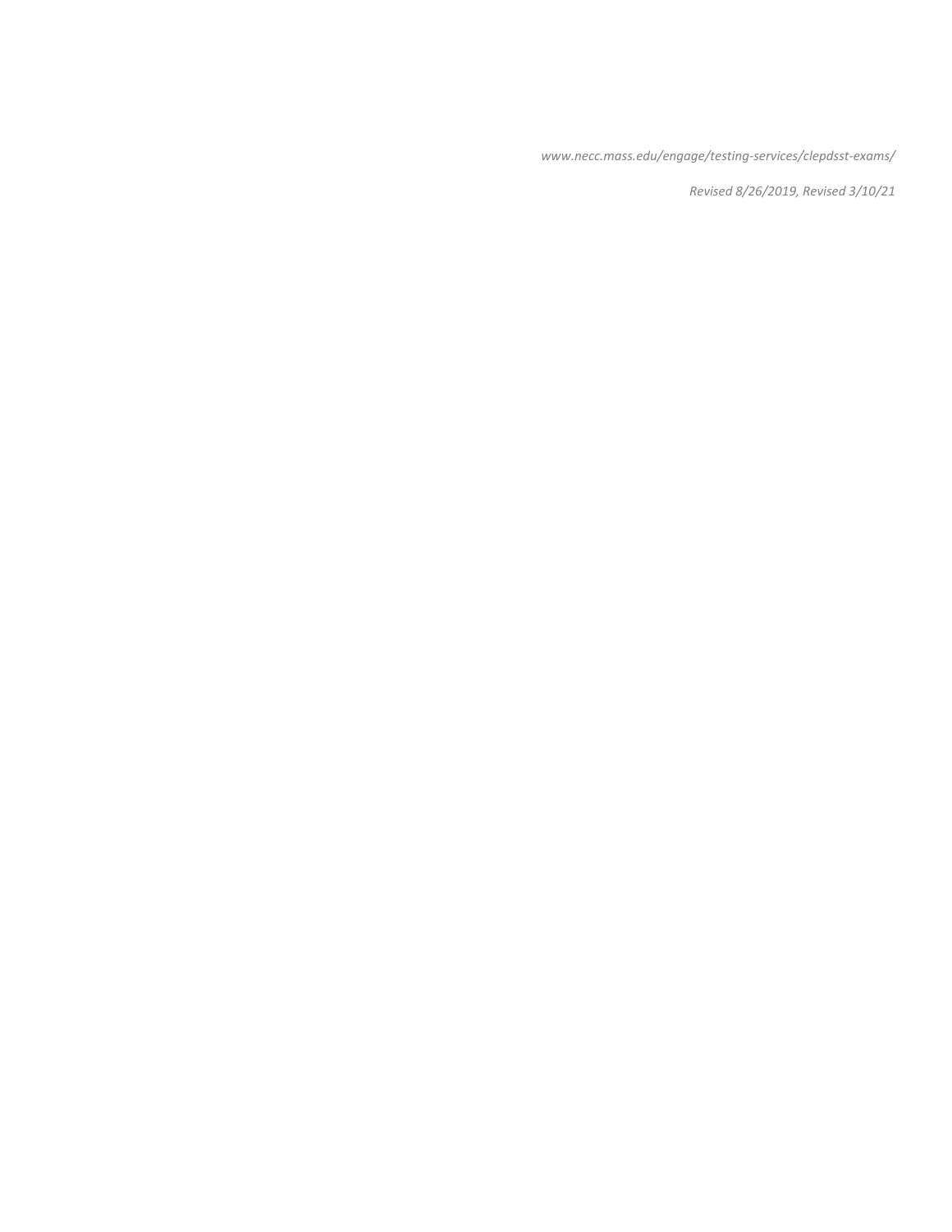*www.necc.mass.edu/engage/testing-services/clepdsst-exams/*

*Revised 8/26/2019, Revised 3/10/21*